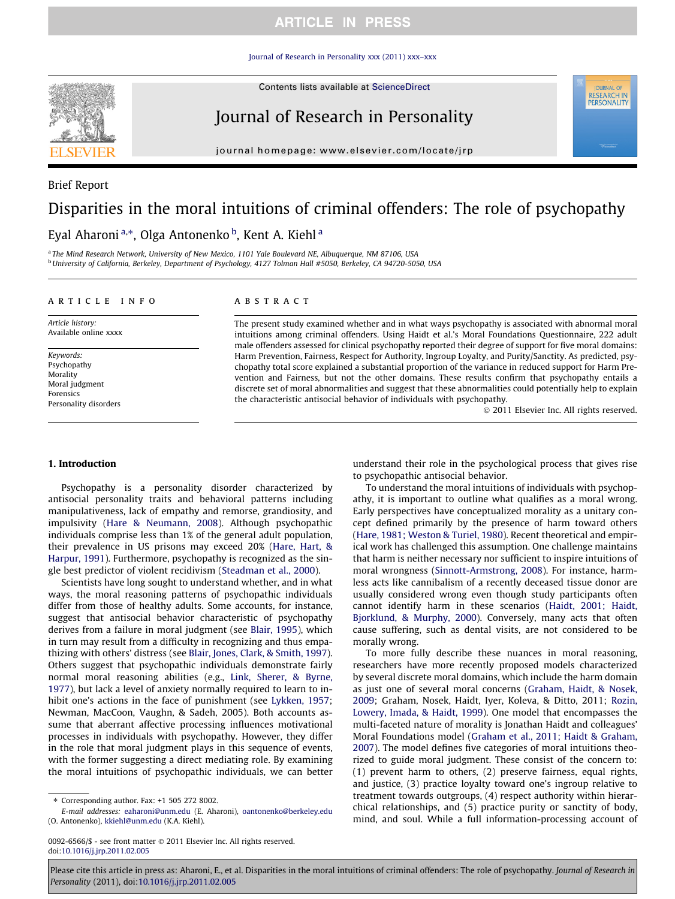Brief Report

# Disparities in the moral intuitions of criminal offenders: The role of psychopathy

Eyal Aharoni [a,*], Olga Antonenko [b], Kent A. Kiehl [a]

[a] The Mind Research Network, University of New Mexico, 1101 Yale Boulevard NE, Albuquerque, NM 87106, USA

[b] University of California, Berkeley, Department of Psychology, 4127 Tolman Hall #5050, Berkeley, CA 94720-5050, USA

## ARTICLE INFO

*Article history:*
Available online xxxx

*Keywords:*
Psychopathy
Morality
Moral judgment
Forensics
Personality disorders

## ABSTRACT

The present study examined whether and in what ways psychopathy is associated with abnormal moral intuitions among criminal offenders. Using Haidt et al.'s Moral Foundations Questionnaire, 222 adult male offenders assessed for clinical psychopathy reported their degree of support for five moral domains: Harm Prevention, Fairness, Respect for Authority, Ingroup Loyalty, and Purity/Sanctity. As predicted, psychopathy total score explained a substantial proportion of the variance in reduced support for Harm Prevention and Fairness, but not the other domains. These results confirm that psychopathy entails a discrete set of moral abnormalities and suggest that these abnormalities could potentially help to explain the characteristic antisocial behavior of individuals with psychopathy.

© 2011 Elsevier Inc. All rights reserved.

## 1. Introduction

Psychopathy is a personality disorder characterized by antisocial personality traits and behavioral patterns including manipulativeness, lack of empathy and remorse, grandiosity, and impulsivity (Hare & Neumann, 2008). Although psychopathic individuals comprise less than 1% of the general adult population, their prevalence in US prisons may exceed 20% (Hare, Hart, & Harpur, 1991). Furthermore, psychopathy is recognized as the single best predictor of violent recidivism (Steadman et al., 2000).

Scientists have long sought to understand whether, and in what ways, the moral reasoning patterns of psychopathic individuals differ from those of healthy adults. Some accounts, for instance, suggest that antisocial behavior characteristic of psychopathy derives from a failure in moral judgment (see Blair, 1995), which in turn may result from a difficulty in recognizing and thus empathizing with others' distress (see Blair, Jones, Clark, & Smith, 1997). Others suggest that psychopathic individuals demonstrate fairly normal moral reasoning abilities (e.g., Link, Sherer, & Byrne, 1977), but lack a level of anxiety normally required to learn to inhibit one's actions in the face of punishment (see Lykken, 1957; Newman, MacCoon, Vaughn, & Sadeh, 2005). Both accounts assume that aberrant affective processing influences motivational processes in individuals with psychopathy. However, they differ in the role that moral judgment plays in this sequence of events, with the former suggesting a direct mediating role. By examining the moral intuitions of psychopathic individuals, we can better understand their role in the psychological process that gives rise to psychopathic antisocial behavior.

To understand the moral intuitions of individuals with psychopathy, it is important to outline what qualifies as a moral wrong. Early perspectives have conceptualized morality as a unitary concept defined primarily by the presence of harm toward others (Hare, 1981; Weston & Turiel, 1980). Recent theoretical and empirical work has challenged this assumption. One challenge maintains that harm is neither necessary nor sufficient to inspire intuitions of moral wrongness (Sinnott-Armstrong, 2008). For instance, harmless acts like cannibalism of a recently deceased tissue donor are usually considered wrong even though study participants often cannot identify harm in these scenarios (Haidt, 2001; Haidt, Bjorklund, & Murphy, 2000). Conversely, many acts that often cause suffering, such as dental visits, are not considered to be morally wrong.

To more fully describe these nuances in moral reasoning, researchers have more recently proposed models characterized by several discrete moral domains, which include the harm domain as just one of several moral concerns (Graham, Haidt, & Nosek, 2009; Graham, Nosek, Haidt, Iyer, Koleva, & Ditto, 2011; Rozin, Lowery, Imada, & Haidt, 1999). One model that encompasses the multi-faceted nature of morality is Jonathan Haidt and colleagues' Moral Foundations model (Graham et al., 2011; Haidt & Graham, 2007). The model defines five categories of moral intuitions theorized to guide moral judgment. These consist of the concern to: (1) prevent harm to others, (2) preserve fairness, equal rights, and justice, (3) practice loyalty toward one's ingroup relative to treatment towards outgroups, (4) respect authority within hierarchical relationships, and (5) practice purity or sanctity of body, mind, and soul. While a full information-processing account of

* Corresponding author. Fax: +1 505 272 8002.
*E-mail addresses:* eaharoni@unm.edu (E. Aharoni), oantonenko@berkeley.edu (O. Antonenko), kkiehl@unm.edu (K.A. Kiehl).

0092-6566/$ - see front matter © 2011 Elsevier Inc. All rights reserved.
doi:10.1016/j.jrp.2011.02.005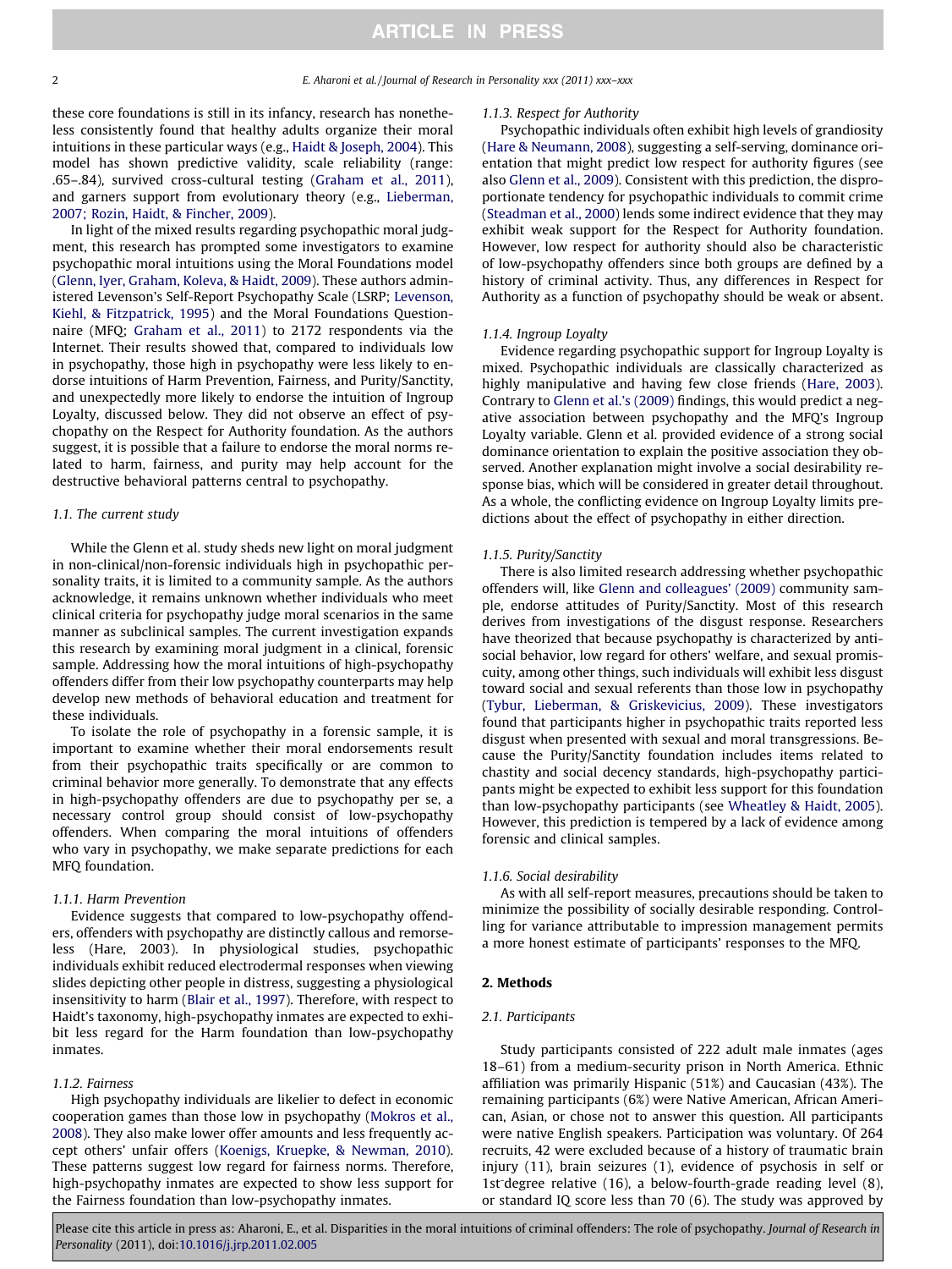these core foundations is still in its infancy, research has nonetheless consistently found that healthy adults organize their moral intuitions in these particular ways (e.g., Haidt & Joseph, 2004). This model has shown predictive validity, scale reliability (range: .65–.84), survived cross-cultural testing (Graham et al., 2011), and garners support from evolutionary theory (e.g., Lieberman, 2007; Rozin, Haidt, & Fincher, 2009).

In light of the mixed results regarding psychopathic moral judgment, this research has prompted some investigators to examine psychopathic moral intuitions using the Moral Foundations model (Glenn, Iyer, Graham, Koleva, & Haidt, 2009). These authors administered Levenson's Self-Report Psychopathy Scale (LSRP; Levenson, Kiehl, & Fitzpatrick, 1995) and the Moral Foundations Questionnaire (MFQ; Graham et al., 2011) to 2172 respondents via the Internet. Their results showed that, compared to individuals low in psychopathy, those high in psychopathy were less likely to endorse intuitions of Harm Prevention, Fairness, and Purity/Sanctity, and unexpectedly more likely to endorse the intuition of Ingroup Loyalty, discussed below. They did not observe an effect of psychopathy on the Respect for Authority foundation. As the authors suggest, it is possible that a failure to endorse the moral norms related to harm, fairness, and purity may help account for the destructive behavioral patterns central to psychopathy.

### 1.1. The current study

While the Glenn et al. study sheds new light on moral judgment in non-clinical/non-forensic individuals high in psychopathic personality traits, it is limited to a community sample. As the authors acknowledge, it remains unknown whether individuals who meet clinical criteria for psychopathy judge moral scenarios in the same manner as subclinical samples. The current investigation expands this research by examining moral judgment in a clinical, forensic sample. Addressing how the moral intuitions of high-psychopathy offenders differ from their low psychopathy counterparts may help develop new methods of behavioral education and treatment for these individuals.

To isolate the role of psychopathy in a forensic sample, it is important to examine whether their moral endorsements result from their psychopathic traits specifically or are common to criminal behavior more generally. To demonstrate that any effects in high-psychopathy offenders are due to psychopathy per se, a necessary control group should consist of low-psychopathy offenders. When comparing the moral intuitions of offenders who vary in psychopathy, we make separate predictions for each MFQ foundation.

#### 1.1.1. Harm Prevention

Evidence suggests that compared to low-psychopathy offenders, offenders with psychopathy are distinctly callous and remorseless (Hare, 2003). In physiological studies, psychopathic individuals exhibit reduced electrodermal responses when viewing slides depicting other people in distress, suggesting a physiological insensitivity to harm (Blair et al., 1997). Therefore, with respect to Haidt's taxonomy, high-psychopathy inmates are expected to exhibit less regard for the Harm foundation than low-psychopathy inmates.

#### 1.1.2. Fairness

High psychopathy individuals are likelier to defect in economic cooperation games than those low in psychopathy (Mokros et al., 2008). They also make lower offer amounts and less frequently accept others' unfair offers (Koenigs, Kruepke, & Newman, 2010). These patterns suggest low regard for fairness norms. Therefore, high-psychopathy inmates are expected to show less support for the Fairness foundation than low-psychopathy inmates.

#### 1.1.3. Respect for Authority

Psychopathic individuals often exhibit high levels of grandiosity (Hare & Neumann, 2008), suggesting a self-serving, dominance orientation that might predict low respect for authority figures (see also Glenn et al., 2009). Consistent with this prediction, the disproportionate tendency for psychopathic individuals to commit crime (Steadman et al., 2000) lends some indirect evidence that they may exhibit weak support for the Respect for Authority foundation. However, low respect for authority should also be characteristic of low-psychopathy offenders since both groups are defined by a history of criminal activity. Thus, any differences in Respect for Authority as a function of psychopathy should be weak or absent.

#### 1.1.4. Ingroup Loyalty

Evidence regarding psychopathic support for Ingroup Loyalty is mixed. Psychopathic individuals are classically characterized as highly manipulative and having few close friends (Hare, 2003). Contrary to Glenn et al.'s (2009) findings, this would predict a negative association between psychopathy and the MFQ's Ingroup Loyalty variable. Glenn et al. provided evidence of a strong social dominance orientation to explain the positive association they observed. Another explanation might involve a social desirability response bias, which will be considered in greater detail throughout. As a whole, the conflicting evidence on Ingroup Loyalty limits predictions about the effect of psychopathy in either direction.

#### 1.1.5. Purity/Sanctity

There is also limited research addressing whether psychopathic offenders will, like Glenn and colleagues' (2009) community sample, endorse attitudes of Purity/Sanctity. Most of this research derives from investigations of the disgust response. Researchers have theorized that because psychopathy is characterized by antisocial behavior, low regard for others' welfare, and sexual promiscuity, among other things, such individuals will exhibit less disgust toward social and sexual referents than those low in psychopathy (Tybur, Lieberman, & Griskevicius, 2009). These investigators found that participants higher in psychopathic traits reported less disgust when presented with sexual and moral transgressions. Because the Purity/Sanctity foundation includes items related to chastity and social decency standards, high-psychopathy participants might be expected to exhibit less support for this foundation than low-psychopathy participants (see Wheatley & Haidt, 2005). However, this prediction is tempered by a lack of evidence among forensic and clinical samples.

#### 1.1.6. Social desirability

As with all self-report measures, precautions should be taken to minimize the possibility of socially desirable responding. Controlling for variance attributable to impression management permits a more honest estimate of participants' responses to the MFQ.

## 2. Methods

### 2.1. Participants

Study participants consisted of 222 adult male inmates (ages 18–61) from a medium-security prison in North America. Ethnic affiliation was primarily Hispanic (51%) and Caucasian (43%). The remaining participants (6%) were Native American, African American, Asian, or chose not to answer this question. All participants were native English speakers. Participation was voluntary. Of 264 recruits, 42 were excluded because of a history of traumatic brain injury (11), brain seizures (1), evidence of psychosis in self or 1st-degree relative (16), a below-fourth-grade reading level (8), or standard IQ score less than 70 (6). The study was approved by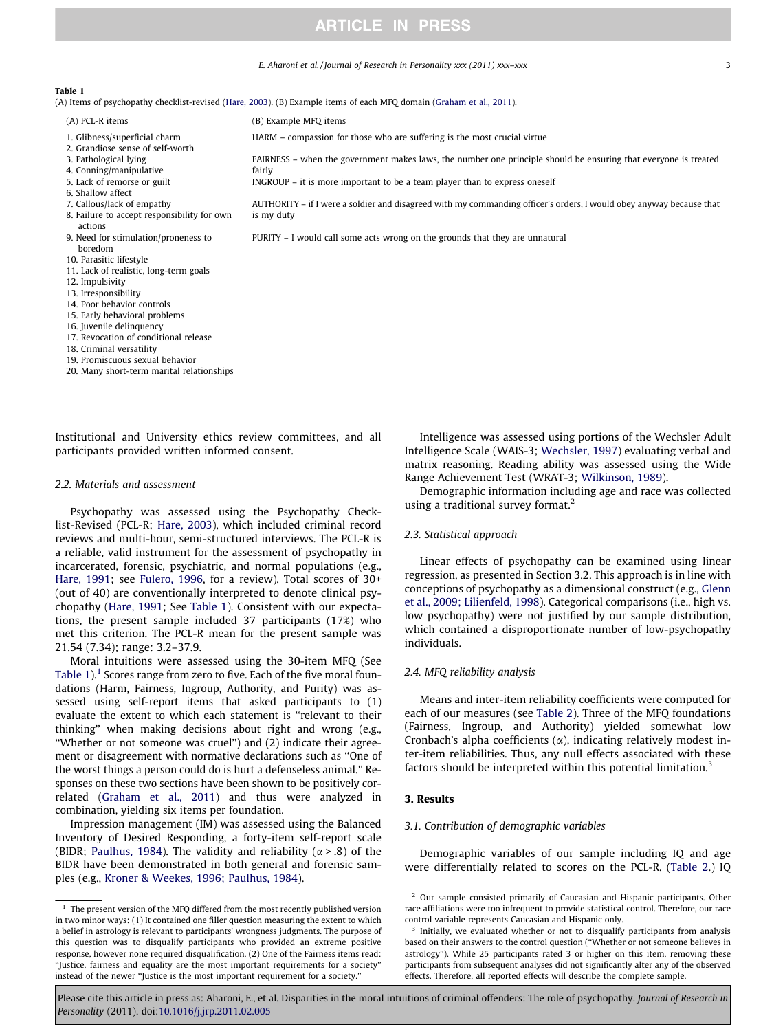**Table 1**
(A) Items of psychopathy checklist-revised (Hare, 2003). (B) Example items of each MFQ domain (Graham et al., 2011).

| (A) PCL-R items | (B) Example MFQ items |
|---|---|
| 1. Glibness/superficial charm | HARM – compassion for those who are suffering is the most crucial virtue |
| 2. Grandiose sense of self-worth | |
| 3. Pathological lying | FAIRNESS – when the government makes laws, the number one principle should be ensuring that everyone is treated fairly |
| 4. Conning/manipulative | |
| 5. Lack of remorse or guilt | INGROUP – it is more important to be a team player than to express oneself |
| 6. Shallow affect | |
| 7. Callous/lack of empathy | AUTHORITY – if I were a soldier and disagreed with my commanding officer's orders, I would obey anyway because that is my duty |
| 8. Failure to accept responsibility for own actions | |
| 9. Need for stimulation/proneness to boredom | PURITY – I would call some acts wrong on the grounds that they are unnatural |
| 10. Parasitic lifestyle | |
| 11. Lack of realistic, long-term goals | |
| 12. Impulsivity | |
| 13. Irresponsibility | |
| 14. Poor behavior controls | |
| 15. Early behavioral problems | |
| 16. Juvenile delinquency | |
| 17. Revocation of conditional release | |
| 18. Criminal versatility | |
| 19. Promiscuous sexual behavior | |
| 20. Many short-term marital relationships | |

Institutional and University ethics review committees, and all participants provided written informed consent.

### 2.2. Materials and assessment

Psychopathy was assessed using the Psychopathy Checklist-Revised (PCL-R; Hare, 2003), which included criminal record reviews and multi-hour, semi-structured interviews. The PCL-R is a reliable, valid instrument for the assessment of psychopathy in incarcerated, forensic, psychiatric, and normal populations (e.g., Hare, 1991; see Fulero, 1996, for a review). Total scores of 30+ (out of 40) are conventionally interpreted to denote clinical psychopathy (Hare, 1991; See Table 1). Consistent with our expectations, the present sample included 37 participants (17%) who met this criterion. The PCL-R mean for the present sample was 21.54 (7.34); range: 3.2–37.9.

Moral intuitions were assessed using the 30-item MFQ (See Table 1).[1] Scores range from zero to five. Each of the five moral foundations (Harm, Fairness, Ingroup, Authority, and Purity) was assessed using self-report items that asked participants to (1) evaluate the extent to which each statement is "relevant to their thinking" when making decisions about right and wrong (e.g., "Whether or not someone was cruel") and (2) indicate their agreement or disagreement with normative declarations such as "One of the worst things a person could do is hurt a defenseless animal." Responses on these two sections have been shown to be positively correlated (Graham et al., 2011) and thus were analyzed in combination, yielding six items per foundation.

Impression management (IM) was assessed using the Balanced Inventory of Desired Responding, a forty-item self-report scale (BIDR; Paulhus, 1984). The validity and reliability ($\alpha > .8$) of the BIDR have been demonstrated in both general and forensic samples (e.g., Kroner & Weekes, 1996; Paulhus, 1984).

Intelligence was assessed using portions of the Wechsler Adult Intelligence Scale (WAIS-3; Wechsler, 1997) evaluating verbal and matrix reasoning. Reading ability was assessed using the Wide Range Achievement Test (WRAT-3; Wilkinson, 1989).

Demographic information including age and race was collected using a traditional survey format.[2]

### 2.3. Statistical approach

Linear effects of psychopathy can be examined using linear regression, as presented in Section 3.2. This approach is in line with conceptions of psychopathy as a dimensional construct (e.g., Glenn et al., 2009; Lilienfeld, 1998). Categorical comparisons (i.e., high vs. low psychopathy) were not justified by our sample distribution, which contained a disproportionate number of low-psychopathy individuals.

### 2.4. MFQ reliability analysis

Means and inter-item reliability coefficients were computed for each of our measures (see Table 2). Three of the MFQ foundations (Fairness, Ingroup, and Authority) yielded somewhat low Cronbach's alpha coefficients ($\alpha$), indicating relatively modest inter-item reliabilities. Thus, any null effects associated with these factors should be interpreted within this potential limitation.[3]

## 3. Results

### 3.1. Contribution of demographic variables

Demographic variables of our sample including IQ and age were differentially related to scores on the PCL-R. (Table 2.) IQ

---

[1] The present version of the MFQ differed from the most recently published version in two minor ways: (1) It contained one filler question measuring the extent to which a belief in astrology is relevant to participants' wrongness judgments. The purpose of this question was to disqualify participants who provided an extreme positive response, however none required disqualification. (2) One of the Fairness items read: "Justice, fairness and equality are the most important requirements for a society" instead of the newer "Justice is the most important requirement for a society."

[2] Our sample consisted primarily of Caucasian and Hispanic participants. Other race affiliations were too infrequent to provide statistical control. Therefore, our race control variable represents Caucasian and Hispanic only.

[3] Initially, we evaluated whether or not to disqualify participants from analysis based on their answers to the control question ("Whether or not someone believes in astrology"). While 25 participants rated 3 or higher on this item, removing these participants from subsequent analyses did not significantly alter any of the observed effects. Therefore, all reported effects will describe the complete sample.

Please cite this article in press as: Aharoni, E., et al. Disparities in the moral intuitions of criminal offenders: The role of psychopathy. *Journal of Research in Personality* (2011), doi:10.1016/j.jrp.2011.02.005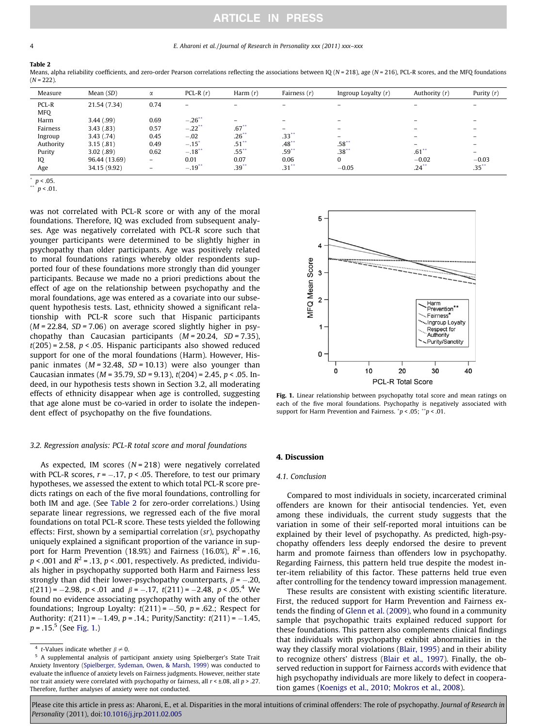**Table 2**

Means, alpha reliability coefficients, and zero-order Pearson correlations reflecting the associations between IQ ($N = 218$), age ($N = 216$), PCL-R scores, and the MFQ foundations ($N = 222$).

| Measure | Mean (SD) | α | PCL-R (r) | Harm (r) | Fairness (r) | Ingroup Loyalty (r) | Authority (r) | Purity (r) |
|---|---|---|---|---|---|---|---|---|
| PCL-R | 21.54 (7.34) | 0.74 | – | – | – | – | – | – |
| MFQ | | | | | | | | |
| Harm | 3.44 (.99) | 0.69 | −.26** | – | – | – | – | – |
| Fairness | 3.43 (.83) | 0.57 | −.22** | .67** | – | – | – | – |
| Ingroup | 3.43 (.74) | 0.45 | −.02 | .26** | .33** | – | – | – |
| Authority | 3.15 (.81) | 0.49 | −.15* | .51** | .48** | .58** | – | – |
| Purity | 3.02 (.89) | 0.62 | −.18** | .55** | .59** | .38** | .61** | – |
| IQ | 96.44 (13.69) | – | 0.01 | 0.07 | 0.06 | 0 | −0.02 | −0.03 |
| Age | 34.15 (9.92) | – | −.19** | .39** | .31** | −0.05 | .24** | .35** |

\* $p < .05$.
\** $p < .01$.

was not correlated with PCL-R score or with any of the moral foundations. Therefore, IQ was excluded from subsequent analyses. Age was negatively correlated with PCL-R score such that younger participants were determined to be slightly higher in psychopathy than older participants. Age was positively related to moral foundations ratings whereby older respondents supported four of these foundations more strongly than did younger participants. Because we made no a priori predictions about the effect of age on the relationship between psychopathy and the moral foundations, age was entered as a covariate into our subsequent hypothesis tests. Last, ethnicity showed a significant relationship with PCL-R score such that Hispanic participants ($M = 22.84$, $SD = 7.06$) on average scored slightly higher in psychopathy than Caucasian participants ($M = 20.24$, $SD = 7.35$), $t(205) = 2.58$, $p < .05$. Hispanic participants also showed reduced support for one of the moral foundations (Harm). However, Hispanic inmates ($M = 32.48$, $SD = 10.13$) were also younger than Caucasian inmates ($M = 35.79$, $SD = 9.13$), $t(204) = 2.45$, $p < .05$. Indeed, in our hypothesis tests shown in Section 3.2, all moderating effects of ethnicity disappear when age is controlled, suggesting that age alone must be co-varied in order to isolate the independent effect of psychopathy on the five foundations.

### 3.2. Regression analysis: PCL-R total score and moral foundations

As expected, IM scores ($N = 218$) were negatively correlated with PCL-R scores, $r = -.17$, $p < .05$. Therefore, to test our primary hypotheses, we assessed the extent to which total PCL-R score predicts ratings on each of the five moral foundations, controlling for both IM and age. (See Table 2 for zero-order correlations.) Using separate linear regressions, we regressed each of the five moral foundations on total PCL-R score. These tests yielded the following effects: First, shown by a semipartial correlation (*sr*), psychopathy uniquely explained a significant proportion of the variance in support for Harm Prevention (18.9%) and Fairness (16.0%), $R^2 = .16$, $p < .001$ and $R^2 = .13$, $p < .001$, respectively. As predicted, individuals higher in psychopathy supported both Harm and Fairness less strongly than did their lower-psychopathy counterparts, $\beta = -.20$, $t(211) = -2.98$, $p < .01$ and $\beta = -.17$, $t(211) = -2.48$, $p < .05$.[4] We found no evidence associating psychopathy with any of the other foundations; Ingroup Loyalty: $t(211) = -.50$, $p = .62$.; Respect for Authority: $t(211) = -1.49$, $p = .14$.; Purity/Sanctity: $t(211) = -1.45$, $p = .15$.[5] (See Fig. 1.)

[4] *t*-Values indicate whether $\beta \neq 0$.

[5] A supplemental analysis of participant anxiety using Spielberger's State Trait Anxiety Inventory (Spielberger, Sydeman, Owen, & Marsh, 1999) was conducted to evaluate the influence of anxiety levels on Fairness judgments. However, neither state nor trait anxiety were correlated with psychopathy or fairness, all $r < \pm.08$, all $p > .27$. Therefore, further analyses of anxiety were not conducted.

**Fig. 1.** Linear relationship between psychopathy total score and mean ratings on each of the five moral foundations. Psychopathy is negatively associated with support for Harm Prevention and Fairness. \*$p < .05$; \**$p < .01$.

## 4. Discussion

### 4.1. Conclusion

Compared to most individuals in society, incarcerated criminal offenders are known for their antisocial tendencies. Yet, even among these individuals, the current study suggests that the variation in some of their self-reported moral intuitions can be explained by their level of psychopathy. As predicted, high-psychopathy offenders less deeply endorsed the desire to prevent harm and promote fairness than offenders low in psychopathy. Regarding Fairness, this pattern held true despite the modest inter-item reliability of this factor. These patterns held true even after controlling for the tendency toward impression management.

These results are consistent with existing scientific literature. First, the reduced support for Harm Prevention and Fairness extends the finding of Glenn et al. (2009), who found in a community sample that psychopathic traits explained reduced support for these foundations. This pattern also complements clinical findings that individuals with psychopathy exhibit abnormalities in the way they classify moral violations (Blair, 1995) and in their ability to recognize others' distress (Blair et al., 1997). Finally, the observed reduction in support for Fairness accords with evidence that high psychopathy individuals are more likely to defect in cooperation games (Koenigs et al., 2010; Mokros et al., 2008).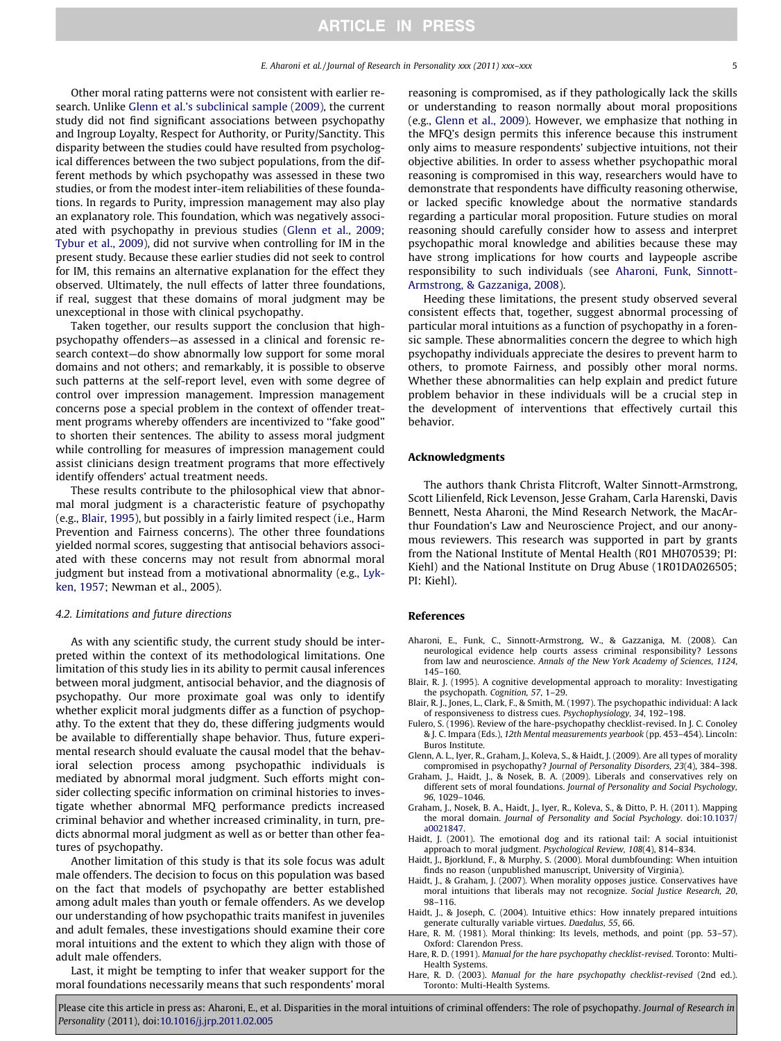Other moral rating patterns were not consistent with earlier research. Unlike Glenn et al.'s subclinical sample (2009), the current study did not find significant associations between psychopathy and Ingroup Loyalty, Respect for Authority, or Purity/Sanctity. This disparity between the studies could have resulted from psychological differences between the two subject populations, from the different methods by which psychopathy was assessed in these two studies, or from the modest inter-item reliabilities of these foundations. In regards to Purity, impression management may also play an explanatory role. This foundation, which was negatively associated with psychopathy in previous studies (Glenn et al., 2009; Tybur et al., 2009), did not survive when controlling for IM in the present study. Because these earlier studies did not seek to control for IM, this remains an alternative explanation for the effect they observed. Ultimately, the null effects of latter three foundations, if real, suggest that these domains of moral judgment may be unexceptional in those with clinical psychopathy.

Taken together, our results support the conclusion that high-psychopathy offenders—as assessed in a clinical and forensic research context—do show abnormally low support for some moral domains and not others; and remarkably, it is possible to observe such patterns at the self-report level, even with some degree of control over impression management. Impression management concerns pose a special problem in the context of offender treatment programs whereby offenders are incentivized to "fake good" to shorten their sentences. The ability to assess moral judgment while controlling for measures of impression management could assist clinicians design treatment programs that more effectively identify offenders' actual treatment needs.

These results contribute to the philosophical view that abnormal moral judgment is a characteristic feature of psychopathy (e.g., Blair, 1995), but possibly in a fairly limited respect (i.e., Harm Prevention and Fairness concerns). The other three foundations yielded normal scores, suggesting that antisocial behaviors associated with these concerns may not result from abnormal moral judgment but instead from a motivational abnormality (e.g., Lykken, 1957; Newman et al., 2005).

### 4.2. Limitations and future directions

As with any scientific study, the current study should be interpreted within the context of its methodological limitations. One limitation of this study lies in its ability to permit causal inferences between moral judgment, antisocial behavior, and the diagnosis of psychopathy. Our more proximate goal was only to identify whether explicit moral judgments differ as a function of psychopathy. To the extent that they do, these differing judgments would be available to differentially shape behavior. Thus, future experimental research should evaluate the causal model that the behavioral selection process among psychopathic individuals is mediated by abnormal moral judgment. Such efforts might consider collecting specific information on criminal histories to investigate whether abnormal MFQ performance predicts increased criminal behavior and whether increased criminality, in turn, predicts abnormal moral judgment as well as or better than other features of psychopathy.

Another limitation of this study is that its sole focus was adult male offenders. The decision to focus on this population was based on the fact that models of psychopathy are better established among adult males than youth or female offenders. As we develop our understanding of how psychopathic traits manifest in juveniles and adult females, these investigations should examine their core moral intuitions and the extent to which they align with those of adult male offenders.

Last, it might be tempting to infer that weaker support for the moral foundations necessarily means that such respondents' moral reasoning is compromised, as if they pathologically lack the skills or understanding to reason normally about moral propositions (e.g., Glenn et al., 2009). However, we emphasize that nothing in the MFQ's design permits this inference because this instrument only aims to measure respondents' subjective intuitions, not their objective abilities. In order to assess whether psychopathic moral reasoning is compromised in this way, researchers would have to demonstrate that respondents have difficulty reasoning otherwise, or lacked specific knowledge about the normative standards regarding a particular moral proposition. Future studies on moral reasoning should carefully consider how to assess and interpret psychopathic moral knowledge and abilities because these may have strong implications for how courts and laypeople ascribe responsibility to such individuals (see Aharoni, Funk, Sinnott-Armstrong, & Gazzaniga, 2008).

Heeding these limitations, the present study observed several consistent effects that, together, suggest abnormal processing of particular moral intuitions as a function of psychopathy in a forensic sample. These abnormalities concern the degree to which high psychopathy individuals appreciate the desires to prevent harm to others, to promote Fairness, and possibly other moral norms. Whether these abnormalities can help explain and predict future problem behavior in these individuals will be a crucial step in the development of interventions that effectively curtail this behavior.

## Acknowledgments

The authors thank Christa Flitcroft, Walter Sinnott-Armstrong, Scott Lilienfeld, Rick Levenson, Jesse Graham, Carla Harenski, Davis Bennett, Nesta Aharoni, the Mind Research Network, the MacArthur Foundation's Law and Neuroscience Project, and our anonymous reviewers. This research was supported in part by grants from the National Institute of Mental Health (R01 MH070539; PI: Kiehl) and the National Institute on Drug Abuse (1R01DA026505; PI: Kiehl).

## References

Aharoni, E., Funk, C., Sinnott-Armstrong, W., & Gazzaniga, M. (2008). Can neurological evidence help courts assess criminal responsibility? Lessons from law and neuroscience. *Annals of the New York Academy of Sciences, 1124*, 145–160.

Blair, R. J. (1995). A cognitive developmental approach to morality: Investigating the psychopath. *Cognition, 57*, 1–29.

Blair, R. J., Jones, L., Clark, F., & Smith, M. (1997). The psychopathic individual: A lack of responsiveness to distress cues. *Psychophysiology, 34*, 192–198.

Fulero, S. (1996). Review of the hare-psychopathy checklist-revised. In J. C. Conoley & J. C. Impara (Eds.), *12th Mental measurements yearbook* (pp. 453–454). Lincoln: Buros Institute.

Glenn, A. L., Iyer, R., Graham, J., Koleva, S., & Haidt, J. (2009). Are all types of morality compromised in psychopathy? *Journal of Personality Disorders, 23*(4), 384–398.

Graham, J., Haidt, J., & Nosek, B. A. (2009). Liberals and conservatives rely on different sets of moral foundations. *Journal of Personality and Social Psychology, 96*, 1029–1046.

Graham, J., Nosek, B. A., Haidt, J., Iyer, R., Koleva, S., & Ditto, P. H. (2011). Mapping the moral domain. *Journal of Personality and Social Psychology*. doi:10.1037/a0021847.

Haidt, J. (2001). The emotional dog and its rational tail: A social intuitionist approach to moral judgment. *Psychological Review, 108*(4), 814–834.

Haidt, J., Bjorklund, F., & Murphy, S. (2000). Moral dumbfounding: When intuition finds no reason (unpublished manuscript, University of Virginia).

Haidt, J., & Graham, J. (2007). When morality opposes justice. Conservatives have moral intuitions that liberals may not recognize. *Social Justice Research, 20*, 98–116.

Haidt, J., & Joseph, C. (2004). Intuitive ethics: How innately prepared intuitions generate culturally variable virtues. *Daedalus, 55*, 66.

Hare, R. M. (1981). Moral thinking: Its levels, methods, and point (pp. 53–57). Oxford: Clarendon Press.

Hare, R. D. (1991). *Manual for the hare psychopathy checklist-revised*. Toronto: Multi-Health Systems.

Hare, R. D. (2003). *Manual for the hare psychopathy checklist-revised* (2nd ed.). Toronto: Multi-Health Systems.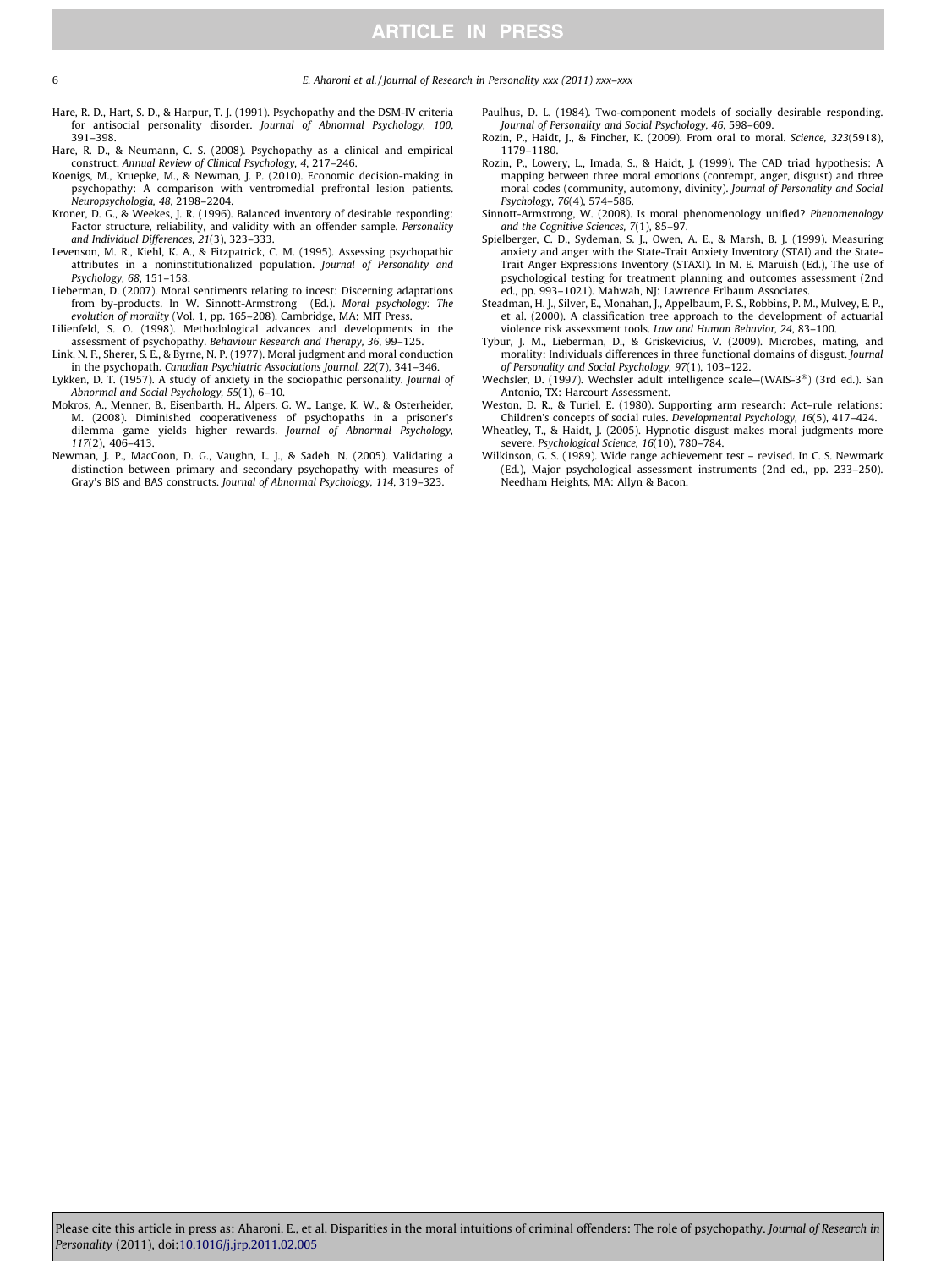Hare, R. D., Hart, S. D., & Harpur, T. J. (1991). Psychopathy and the DSM-IV criteria for antisocial personality disorder. *Journal of Abnormal Psychology, 100*, 391–398.

Hare, R. D., & Neumann, C. S. (2008). Psychopathy as a clinical and empirical construct. *Annual Review of Clinical Psychology, 4*, 217–246.

Koenigs, M., Kruepke, M., & Newman, J. P. (2010). Economic decision-making in psychopathy: A comparison with ventromedial prefrontal lesion patients. *Neuropsychologia, 48*, 2198–2204.

Kroner, D. G., & Weekes, J. R. (1996). Balanced inventory of desirable responding: Factor structure, reliability, and validity with an offender sample. *Personality and Individual Differences, 21*(3), 323–333.

Levenson, M. R., Kiehl, K. A., & Fitzpatrick, C. M. (1995). Assessing psychopathic attributes in a noninstitutionalized population. *Journal of Personality and Psychology, 68*, 151–158.

Lieberman, D. (2007). Moral sentiments relating to incest: Discerning adaptations from by-products. In W. Sinnott-Armstrong (Ed.). *Moral psychology: The evolution of morality* (Vol. 1, pp. 165–208). Cambridge, MA: MIT Press.

Lilienfeld, S. O. (1998). Methodological advances and developments in the assessment of psychopathy. *Behaviour Research and Therapy, 36*, 99–125.

Link, N. F., Sherer, S. E., & Byrne, N. P. (1977). Moral judgment and moral conduction in the psychopath. *Canadian Psychiatric Associations Journal, 22*(7), 341–346.

Lykken, D. T. (1957). A study of anxiety in the sociopathic personality. *Journal of Abnormal and Social Psychology, 55*(1), 6–10.

Mokros, A., Menner, B., Eisenbarth, H., Alpers, G. W., Lange, K. W., & Osterheider, M. (2008). Diminished cooperativeness of psychopaths in a prisoner's dilemma game yields higher rewards. *Journal of Abnormal Psychology, 117*(2), 406–413.

Newman, J. P., MacCoon, D. G., Vaughn, L. J., & Sadeh, N. (2005). Validating a distinction between primary and secondary psychopathy with measures of Gray's BIS and BAS constructs. *Journal of Abnormal Psychology, 114*, 319–323.

Paulhus, D. L. (1984). Two-component models of socially desirable responding. *Journal of Personality and Social Psychology, 46*, 598–609.

Rozin, P., Haidt, J., & Fincher, K. (2009). From oral to moral. *Science, 323*(5918), 1179–1180.

Rozin, P., Lowery, L., Imada, S., & Haidt, J. (1999). The CAD triad hypothesis: A mapping between three moral emotions (contempt, anger, disgust) and three moral codes (community, automony, divinity). *Journal of Personality and Social Psychology, 76*(4), 574–586.

Sinnott-Armstrong, W. (2008). Is moral phenomenology unified? *Phenomenology and the Cognitive Sciences, 7*(1), 85–97.

Spielberger, C. D., Sydeman, S. J., Owen, A. E., & Marsh, B. J. (1999). Measuring anxiety and anger with the State-Trait Anxiety Inventory (STAI) and the State-Trait Anger Expressions Inventory (STAXI). In M. E. Maruish (Ed.), The use of psychological testing for treatment planning and outcomes assessment (2nd ed., pp. 993–1021). Mahwah, NJ: Lawrence Erlbaum Associates.

Steadman, H. J., Silver, E., Monahan, J., Appelbaum, P. S., Robbins, P. M., Mulvey, E. P., et al. (2000). A classification tree approach to the development of actuarial violence risk assessment tools. *Law and Human Behavior, 24*, 83–100.

Tybur, J. M., Lieberman, D., & Griskevicius, V. (2009). Microbes, mating, and morality: Individuals differences in three functional domains of disgust. *Journal of Personality and Social Psychology, 97*(1), 103–122.

Wechsler, D. (1997). Wechsler adult intelligence scale—(WAIS-3®) (3rd ed.). San Antonio, TX: Harcourt Assessment.

Weston, D. R., & Turiel, E. (1980). Supporting arm research: Act–rule relations: Children's concepts of social rules. *Developmental Psychology, 16*(5), 417–424.

Wheatley, T., & Haidt, J. (2005). Hypnotic disgust makes moral judgments more severe. *Psychological Science, 16*(10), 780–784.

Wilkinson, G. S. (1989). Wide range achievement test – revised. In C. S. Newmark (Ed.), Major psychological assessment instruments (2nd ed., pp. 233–250). Needham Heights, MA: Allyn & Bacon.